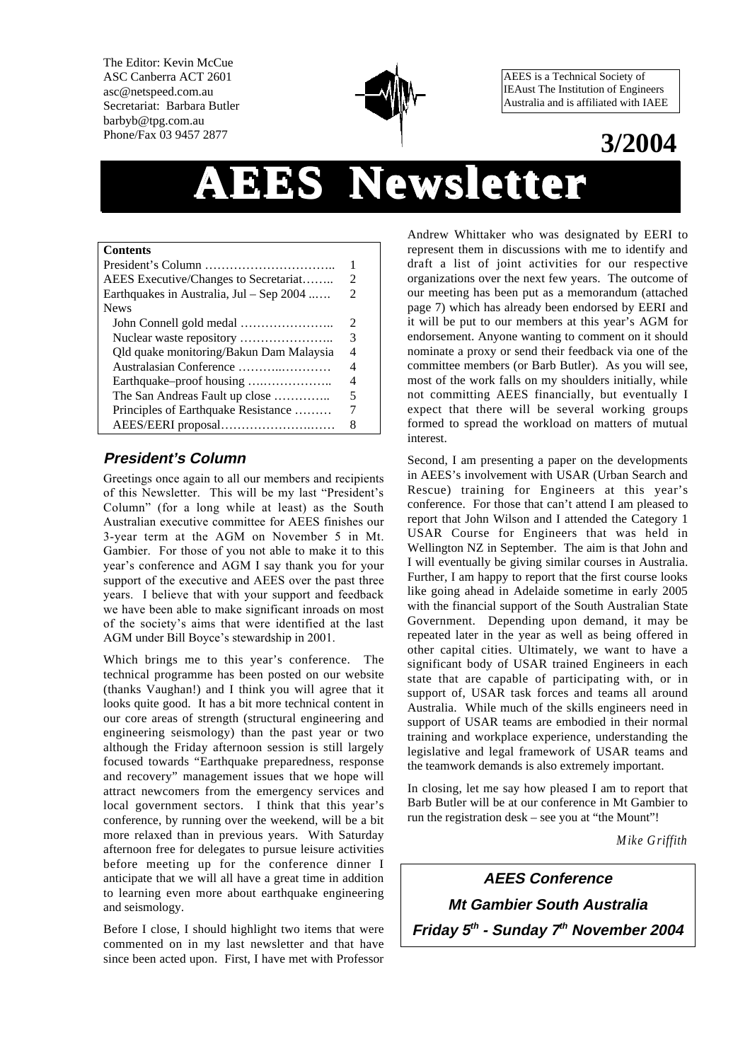The Editor: Kevin McCue
ASC Canberra ACT 2601
asc@netspeed.com.au
Secretariat: Barbara Butler
barbyb@tpg.com.au
Phone/Fax 03 9457 2877

AEES is a Technical Society of IEAust The Institution of Engineers Australia and is affiliated with IAEE

**3/2004**

# AEES Newsletter

| **Contents** | |
|---|---|
| President's Column ………………………….. | 1 |
| AEES Executive/Changes to Secretariat…….. | 2 |
| Earthquakes in Australia, Jul – Sep 2004 ..…. | 2 |
| News | |
| John Connell gold medal ………………….. | 2 |
| Nuclear waste repository ………………….. | 3 |
| Qld quake monitoring/Bakun Dam Malaysia | 4 |
| Australasian Conference ………..………… | 4 |
| Earthquake–proof housing ….…………….. | 4 |
| The San Andreas Fault up close ………….. | 5 |
| Principles of Earthquake Resistance ……… | 7 |
| AEES/EERI proposal……………………..…… | 8 |

## *President's Column*

Greetings once again to all our members and recipients of this Newsletter. This will be my last "President's Column" (for a long while at least) as the South Australian executive committee for AEES finishes our 3-year term at the AGM on November 5 in Mt. Gambier. For those of you not able to make it to this year's conference and AGM I say thank you for your support of the executive and AEES over the past three years. I believe that with your support and feedback we have been able to make significant inroads on most of the society's aims that were identified at the last AGM under Bill Boyce's stewardship in 2001.

Which brings me to this year's conference. The technical programme has been posted on our website (thanks Vaughan!) and I think you will agree that it looks quite good. It has a bit more technical content in our core areas of strength (structural engineering and engineering seismology) than the past year or two although the Friday afternoon session is still largely focused towards "Earthquake preparedness, response and recovery" management issues that we hope will attract newcomers from the emergency services and local government sectors. I think that this year's conference, by running over the weekend, will be a bit more relaxed than in previous years. With Saturday afternoon free for delegates to pursue leisure activities before meeting up for the conference dinner I anticipate that we will all have a great time in addition to learning even more about earthquake engineering and seismology.

Before I close, I should highlight two items that were commented on in my last newsletter and that have since been acted upon. First, I have met with Professor Andrew Whittaker who was designated by EERI to represent them in discussions with me to identify and draft a list of joint activities for our respective organizations over the next few years. The outcome of our meeting has been put as a memorandum (attached page 7) which has already been endorsed by EERI and it will be put to our members at this year's AGM for endorsement. Anyone wanting to comment on it should nominate a proxy or send their feedback via one of the committee members (or Barb Butler). As you will see, most of the work falls on my shoulders initially, while not committing AEES financially, but eventually I expect that there will be several working groups formed to spread the workload on matters of mutual interest.

Second, I am presenting a paper on the developments in AEES's involvement with USAR (Urban Search and Rescue) training for Engineers at this year's conference. For those that can't attend I am pleased to report that John Wilson and I attended the Category 1 USAR Course for Engineers that was held in Wellington NZ in September. The aim is that John and I will eventually be giving similar courses in Australia. Further, I am happy to report that the first course looks like going ahead in Adelaide sometime in early 2005 with the financial support of the South Australian State Government. Depending upon demand, it may be repeated later in the year as well as being offered in other capital cities. Ultimately, we want to have a significant body of USAR trained Engineers in each state that are capable of participating with, or in support of, USAR task forces and teams all around Australia. While much of the skills engineers need in support of USAR teams are embodied in their normal training and workplace experience, understanding the legislative and legal framework of USAR teams and the teamwork demands is also extremely important.

In closing, let me say how pleased I am to report that Barb Butler will be at our conference in Mt Gambier to run the registration desk – see you at "the Mount"!

*Mike Griffith*

***AEES Conference***

***Mt Gambier South Australia***

***Friday 5th - Sunday 7th November 2004***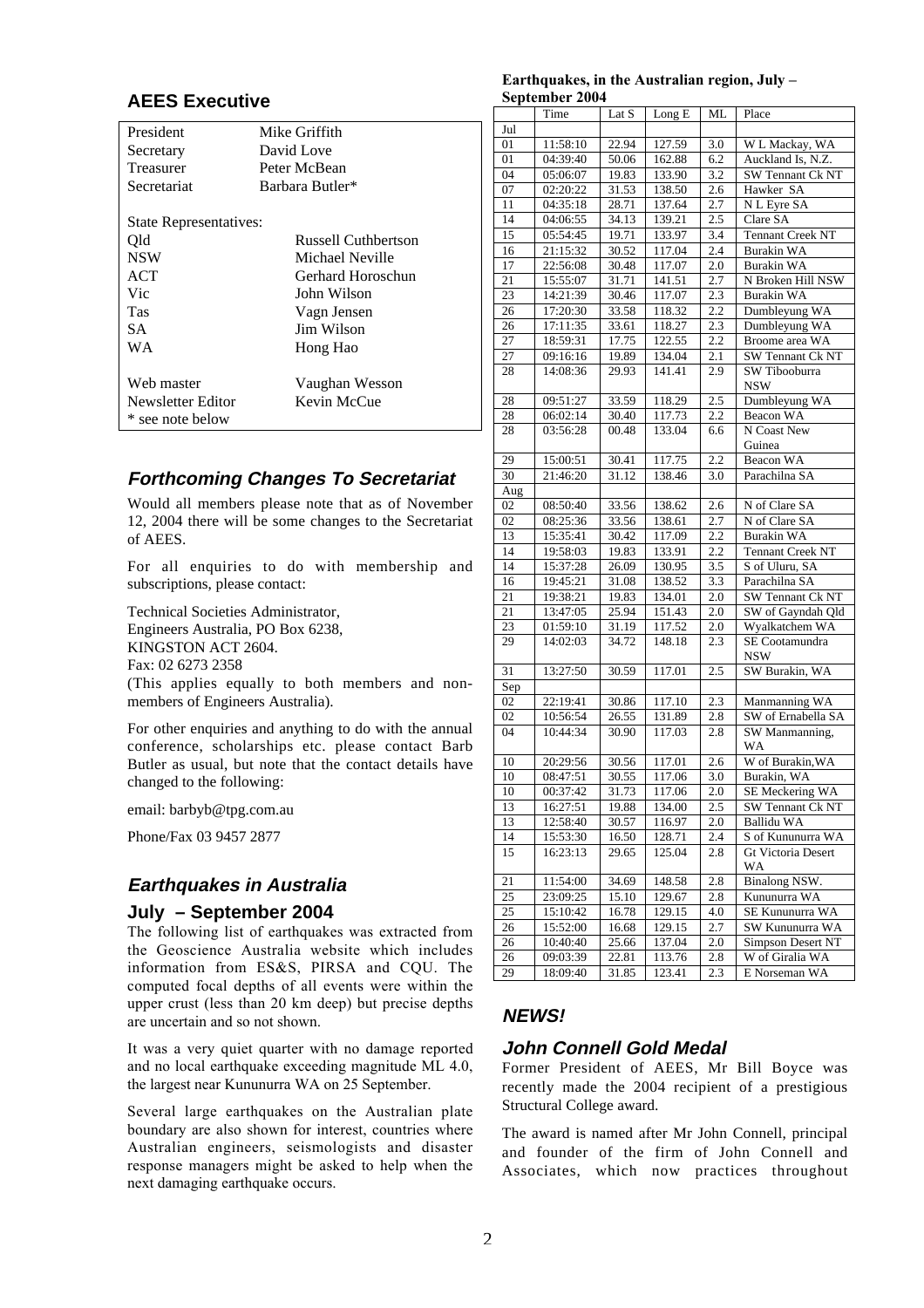## AEES Executive

| | |
|---|---|
| President | Mike Griffith |
| Secretary | David Love |
| Treasurer | Peter McBean |
| Secretariat | Barbara Butler* |
| State Representatives: | |
| Qld | Russell Cuthbertson |
| NSW | Michael Neville |
| ACT | Gerhard Horoschun |
| Vic | John Wilson |
| Tas | Vagn Jensen |
| SA | Jim Wilson |
| WA | Hong Hao |
| Web master | Vaughan Wesson |
| Newsletter Editor | Kevin McCue |

\* see note below

### *Forthcoming Changes To Secretariat*

Would all members please note that as of November 12, 2004 there will be some changes to the Secretariat of AEES.

For all enquiries to do with membership and subscriptions, please contact:

Technical Societies Administrator,
Engineers Australia, PO Box 6238,
KINGSTON ACT 2604.
Fax: 02 6273 2358
(This applies equally to both members and non-members of Engineers Australia).

For other enquiries and anything to do with the annual conference, scholarships etc. please contact Barb Butler as usual, but note that the contact details have changed to the following:

email: barbyb@tpg.com.au

Phone/Fax 03 9457 2877

### *Earthquakes in Australia*

### July – September 2004

The following list of earthquakes was extracted from the Geoscience Australia website which includes information from ES&S, PIRSA and CQU. The computed focal depths of all events were within the upper crust (less than 20 km deep) but precise depths are uncertain and so not shown.

It was a very quiet quarter with no damage reported and no local earthquake exceeding magnitude ML 4.0, the largest near Kununurra WA on 25 September.

Several large earthquakes on the Australian plate boundary are also shown for interest, countries where Australian engineers, seismologists and disaster response managers might be asked to help when the next damaging earthquake occurs.

**Earthquakes, in the Australian region, July – September 2004**

| | Time | Lat S | Long E | ML | Place |
|---|---|---|---|---|---|
| Jul | | | | | |
| 01 | 11:58:10 | 22.94 | 127.59 | 3.0 | W L Mackay, WA |
| 01 | 04:39:40 | 50.06 | 162.88 | 6.2 | Auckland Is, N.Z. |
| 04 | 05:06:07 | 19.83 | 133.90 | 3.2 | SW Tennant Ck NT |
| 07 | 02:20:22 | 31.53 | 138.50 | 2.6 | Hawker SA |
| 11 | 04:35:18 | 28.71 | 137.64 | 2.7 | N L Eyre SA |
| 14 | 04:06:55 | 34.13 | 139.21 | 2.5 | Clare SA |
| 15 | 05:54:45 | 19.71 | 133.97 | 3.4 | Tennant Creek NT |
| 16 | 21:15:32 | 30.52 | 117.04 | 2.4 | Burakin WA |
| 17 | 22:56:08 | 30.48 | 117.07 | 2.0 | Burakin WA |
| 21 | 15:55:07 | 31.71 | 141.51 | 2.7 | N Broken Hill NSW |
| 23 | 14:21:39 | 30.46 | 117.07 | 2.3 | Burakin WA |
| 26 | 17:20:30 | 33.58 | 118.32 | 2.2 | Dumbleyung WA |
| 26 | 17:11:35 | 33.61 | 118.27 | 2.3 | Dumbleyung WA |
| 27 | 18:59:31 | 17.75 | 122.55 | 2.2 | Broome area WA |
| 27 | 09:16:16 | 19.89 | 134.04 | 2.1 | SW Tennant Ck NT |
| 28 | 14:08:36 | 29.93 | 141.41 | 2.9 | SW Tibooburra NSW |
| 28 | 09:51:27 | 33.59 | 118.29 | 2.5 | Dumbleyung WA |
| 28 | 06:02:14 | 30.40 | 117.73 | 2.2 | Beacon WA |
| 28 | 03:56:28 | 00.48 | 133.04 | 6.6 | N Coast New Guinea |
| 29 | 15:00:51 | 30.41 | 117.75 | 2.2 | Beacon WA |
| 30 | 21:46:20 | 31.12 | 138.46 | 3.0 | Parachilna SA |
| Aug | | | | | |
| 02 | 08:50:40 | 33.56 | 138.62 | 2.6 | N of Clare SA |
| 02 | 08:25:36 | 33.56 | 138.61 | 2.7 | N of Clare SA |
| 13 | 15:35:41 | 30.42 | 117.09 | 2.2 | Burakin WA |
| 14 | 19:58:03 | 19.83 | 133.91 | 2.2 | Tennant Creek NT |
| 14 | 15:37:28 | 26.09 | 130.95 | 3.5 | S of Uluru, SA |
| 16 | 19:45:21 | 31.08 | 138.52 | 3.3 | Parachilna SA |
| 21 | 19:38:21 | 19.83 | 134.01 | 2.0 | SW Tennant Ck NT |
| 21 | 13:47:05 | 25.94 | 151.43 | 2.0 | SW of Gayndah Qld |
| 23 | 01:59:10 | 31.19 | 117.52 | 2.0 | Wyalkatchem WA |
| 29 | 14:02:03 | 34.72 | 148.18 | 2.3 | SE Cootamundra NSW |
| 31 | 13:27:50 | 30.59 | 117.01 | 2.5 | SW Burakin, WA |
| Sep | | | | | |
| 02 | 22:19:41 | 30.86 | 117.10 | 2.3 | Manmanning WA |
| 02 | 10:56:54 | 26.55 | 131.89 | 2.8 | SW of Ernabella SA |
| 04 | 10:44:34 | 30.90 | 117.03 | 2.8 | SW Manmanning, WA |
| 10 | 20:29:56 | 30.56 | 117.01 | 2.6 | W of Burakin,WA |
| 10 | 08:47:51 | 30.55 | 117.06 | 3.0 | Burakin, WA |
| 10 | 00:37:42 | 31.73 | 117.06 | 2.0 | SE Meckering WA |
| 13 | 16:27:51 | 19.88 | 134.00 | 2.5 | SW Tennant Ck NT |
| 13 | 12:58:40 | 30.57 | 116.97 | 2.0 | Ballidu WA |
| 14 | 15:53:30 | 16.50 | 128.71 | 2.4 | S of Kununurra WA |
| 15 | 16:23:13 | 29.65 | 125.04 | 2.8 | Gt Victoria Desert WA |
| 21 | 11:54:00 | 34.69 | 148.58 | 2.8 | Binalong NSW. |
| 25 | 23:09:25 | 15.10 | 129.67 | 2.8 | Kununurra WA |
| 25 | 15:10:42 | 16.78 | 129.15 | 4.0 | SE Kununurra WA |
| 26 | 15:52:00 | 16.68 | 129.15 | 2.7 | SW Kununurra WA |
| 26 | 10:40:40 | 25.66 | 137.04 | 2.0 | Simpson Desert NT |
| 26 | 09:03:39 | 22.81 | 113.76 | 2.8 | W of Giralia WA |
| 29 | 18:09:40 | 31.85 | 123.41 | 2.3 | E Norseman WA |

## *NEWS!*

### *John Connell Gold Medal*

Former President of AEES, Mr Bill Boyce was recently made the 2004 recipient of a prestigious Structural College award.

The award is named after Mr John Connell, principal and founder of the firm of John Connell and Associates, which now practices throughout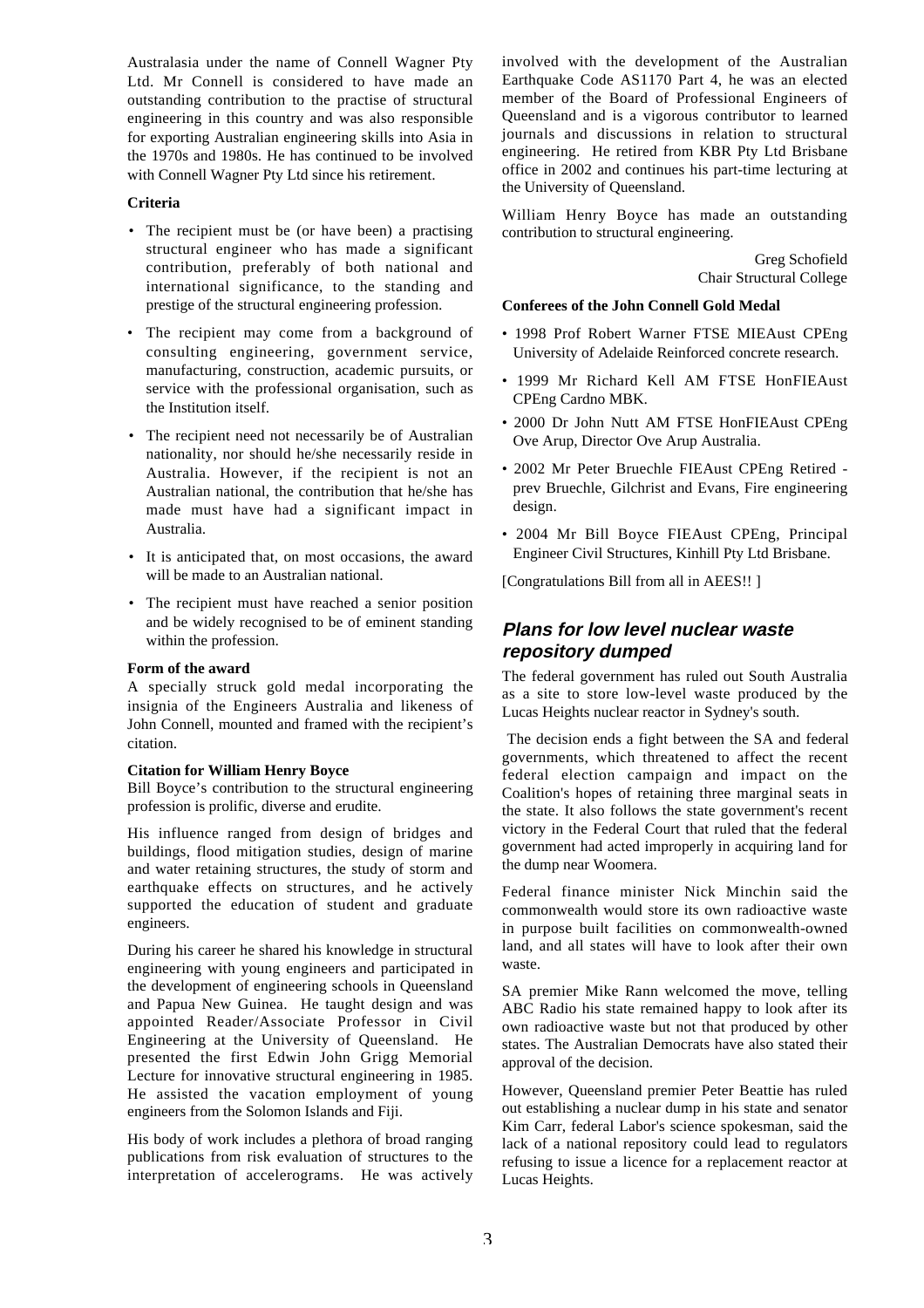Australasia under the name of Connell Wagner Pty Ltd. Mr Connell is considered to have made an outstanding contribution to the practise of structural engineering in this country and was also responsible for exporting Australian engineering skills into Asia in the 1970s and 1980s. He has continued to be involved with Connell Wagner Pty Ltd since his retirement.

**Criteria**

- The recipient must be (or have been) a practising structural engineer who has made a significant contribution, preferably of both national and international significance, to the standing and prestige of the structural engineering profession.
- The recipient may come from a background of consulting engineering, government service, manufacturing, construction, academic pursuits, or service with the professional organisation, such as the Institution itself.
- The recipient need not necessarily be of Australian nationality, nor should he/she necessarily reside in Australia. However, if the recipient is not an Australian national, the contribution that he/she has made must have had a significant impact in Australia.
- It is anticipated that, on most occasions, the award will be made to an Australian national.
- The recipient must have reached a senior position and be widely recognised to be of eminent standing within the profession.

**Form of the award**

A specially struck gold medal incorporating the insignia of the Engineers Australia and likeness of John Connell, mounted and framed with the recipient's citation.

**Citation for William Henry Boyce**

Bill Boyce's contribution to the structural engineering profession is prolific, diverse and erudite.

His influence ranged from design of bridges and buildings, flood mitigation studies, design of marine and water retaining structures, the study of storm and earthquake effects on structures, and he actively supported the education of student and graduate engineers.

During his career he shared his knowledge in structural engineering with young engineers and participated in the development of engineering schools in Queensland and Papua New Guinea. He taught design and was appointed Reader/Associate Professor in Civil Engineering at the University of Queensland. He presented the first Edwin John Grigg Memorial Lecture for innovative structural engineering in 1985. He assisted the vacation employment of young engineers from the Solomon Islands and Fiji.

His body of work includes a plethora of broad ranging publications from risk evaluation of structures to the interpretation of accelerograms. He was actively involved with the development of the Australian Earthquake Code AS1170 Part 4, he was an elected member of the Board of Professional Engineers of Queensland and is a vigorous contributor to learned journals and discussions in relation to structural engineering. He retired from KBR Pty Ltd Brisbane office in 2002 and continues his part-time lecturing at the University of Queensland.

William Henry Boyce has made an outstanding contribution to structural engineering.

Greg Schofield
Chair Structural College

**Conferees of the John Connell Gold Medal**

- 1998 Prof Robert Warner FTSE MIEAust CPEng University of Adelaide Reinforced concrete research.
- 1999 Mr Richard Kell AM FTSE HonFIEAust CPEng Cardno MBK.
- 2000 Dr John Nutt AM FTSE HonFIEAust CPEng Ove Arup, Director Ove Arup Australia.
- 2002 Mr Peter Bruechle FIEAust CPEng Retired - prev Bruechle, Gilchrist and Evans, Fire engineering design.
- 2004 Mr Bill Boyce FIEAust CPEng, Principal Engineer Civil Structures, Kinhill Pty Ltd Brisbane.

[Congratulations Bill from all in AEES!! ]

## Plans for low level nuclear waste repository dumped

The federal government has ruled out South Australia as a site to store low-level waste produced by the Lucas Heights nuclear reactor in Sydney's south.

The decision ends a fight between the SA and federal governments, which threatened to affect the recent federal election campaign and impact on the Coalition's hopes of retaining three marginal seats in the state. It also follows the state government's recent victory in the Federal Court that ruled that the federal government had acted improperly in acquiring land for the dump near Woomera.

Federal finance minister Nick Minchin said the commonwealth would store its own radioactive waste in purpose built facilities on commonwealth-owned land, and all states will have to look after their own waste.

SA premier Mike Rann welcomed the move, telling ABC Radio his state remained happy to look after its own radioactive waste but not that produced by other states. The Australian Democrats have also stated their approval of the decision.

However, Queensland premier Peter Beattie has ruled out establishing a nuclear dump in his state and senator Kim Carr, federal Labor's science spokesman, said the lack of a national repository could lead to regulators refusing to issue a licence for a replacement reactor at Lucas Heights.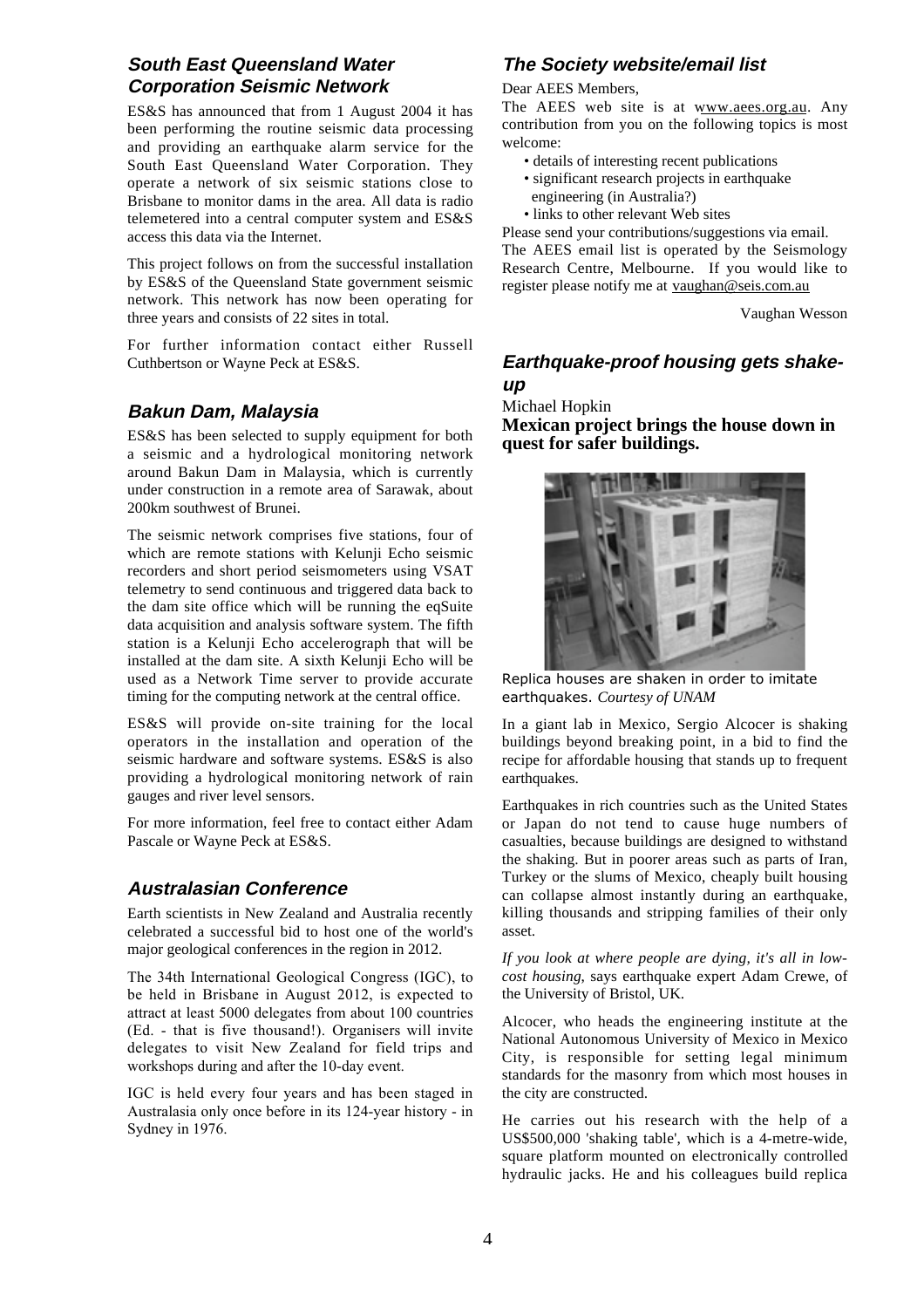## South East Queensland Water Corporation Seismic Network

ES&S has announced that from 1 August 2004 it has been performing the routine seismic data processing and providing an earthquake alarm service for the South East Queensland Water Corporation. They operate a network of six seismic stations close to Brisbane to monitor dams in the area. All data is radio telemetered into a central computer system and ES&S access this data via the Internet.

This project follows on from the successful installation by ES&S of the Queensland State government seismic network. This network has now been operating for three years and consists of 22 sites in total.

For further information contact either Russell Cuthbertson or Wayne Peck at ES&S.

## Bakun Dam, Malaysia

ES&S has been selected to supply equipment for both a seismic and a hydrological monitoring network around Bakun Dam in Malaysia, which is currently under construction in a remote area of Sarawak, about 200km southwest of Brunei.

The seismic network comprises five stations, four of which are remote stations with Kelunji Echo seismic recorders and short period seismometers using VSAT telemetry to send continuous and triggered data back to the dam site office which will be running the eqSuite data acquisition and analysis software system. The fifth station is a Kelunji Echo accelerograph that will be installed at the dam site. A sixth Kelunji Echo will be used as a Network Time server to provide accurate timing for the computing network at the central office.

ES&S will provide on-site training for the local operators in the installation and operation of the seismic hardware and software systems. ES&S is also providing a hydrological monitoring network of rain gauges and river level sensors.

For more information, feel free to contact either Adam Pascale or Wayne Peck at ES&S.

## Australasian Conference

Earth scientists in New Zealand and Australia recently celebrated a successful bid to host one of the world's major geological conferences in the region in 2012.

The 34th International Geological Congress (IGC), to be held in Brisbane in August 2012, is expected to attract at least 5000 delegates from about 100 countries (Ed. - that is five thousand!). Organisers will invite delegates to visit New Zealand for field trips and workshops during and after the 10-day event.

IGC is held every four years and has been staged in Australasia only once before in its 124-year history - in Sydney in 1976.

## The Society website/email list

Dear AEES Members,

The AEES web site is at www.aees.org.au. Any contribution from you on the following topics is most welcome:

- details of interesting recent publications
- significant research projects in earthquake engineering (in Australia?)
- links to other relevant Web sites

Please send your contributions/suggestions via email.

The AEES email list is operated by the Seismology Research Centre, Melbourne. If you would like to register please notify me at vaughan@seis.com.au

Vaughan Wesson

## Earthquake-proof housing gets shake-up

Michael Hopkin

**Mexican project brings the house down in quest for safer buildings.**

Replica houses are shaken in order to imitate earthquakes. *Courtesy of UNAM*

In a giant lab in Mexico, Sergio Alcocer is shaking buildings beyond breaking point, in a bid to find the recipe for affordable housing that stands up to frequent earthquakes.

Earthquakes in rich countries such as the United States or Japan do not tend to cause huge numbers of casualties, because buildings are designed to withstand the shaking. But in poorer areas such as parts of Iran, Turkey or the slums of Mexico, cheaply built housing can collapse almost instantly during an earthquake, killing thousands and stripping families of their only asset.

*If you look at where people are dying, it's all in low-cost housing,* says earthquake expert Adam Crewe, of the University of Bristol, UK.

Alcocer, who heads the engineering institute at the National Autonomous University of Mexico in Mexico City, is responsible for setting legal minimum standards for the masonry from which most houses in the city are constructed.

He carries out his research with the help of a US$500,000 'shaking table', which is a 4-metre-wide, square platform mounted on electronically controlled hydraulic jacks. He and his colleagues build replica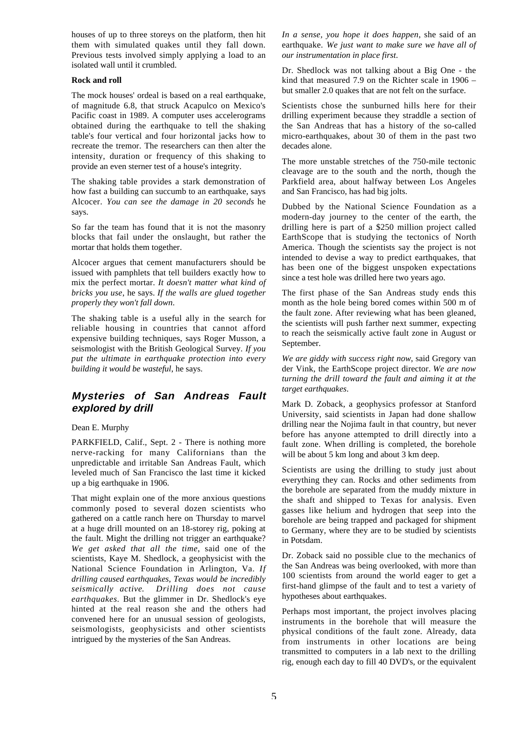houses of up to three storeys on the platform, then hit them with simulated quakes until they fall down. Previous tests involved simply applying a load to an isolated wall until it crumbled.

**Rock and roll**

The mock houses' ordeal is based on a real earthquake, of magnitude 6.8, that struck Acapulco on Mexico's Pacific coast in 1989. A computer uses accelerograms obtained during the earthquake to tell the shaking table's four vertical and four horizontal jacks how to recreate the tremor. The researchers can then alter the intensity, duration or frequency of this shaking to provide an even sterner test of a house's integrity.

The shaking table provides a stark demonstration of how fast a building can succumb to an earthquake, says Alcocer. *You can see the damage in 20 seconds* he says.

So far the team has found that it is not the masonry blocks that fail under the onslaught, but rather the mortar that holds them together.

Alcocer argues that cement manufacturers should be issued with pamphlets that tell builders exactly how to mix the perfect mortar. *It doesn't matter what kind of bricks you use*, he says. *If the walls are glued together properly they won't fall down.*

The shaking table is a useful ally in the search for reliable housing in countries that cannot afford expensive building techniques, says Roger Musson, a seismologist with the British Geological Survey. *If you put the ultimate in earthquake protection into every building it would be wasteful*, he says.

## Mysteries of San Andreas Fault explored by drill

Dean E. Murphy

PARKFIELD, Calif., Sept. 2 - There is nothing more nerve-racking for many Californians than the unpredictable and irritable San Andreas Fault, which leveled much of San Francisco the last time it kicked up a big earthquake in 1906.

That might explain one of the more anxious questions commonly posed to several dozen scientists who gathered on a cattle ranch here on Thursday to marvel at a huge drill mounted on an 18-storey rig, poking at the fault. Might the drilling not trigger an earthquake? *We get asked that all the time*, said one of the scientists, Kaye M. Shedlock, a geophysicist with the National Science Foundation in Arlington, Va. *If drilling caused earthquakes, Texas would be incredibly seismically active. Drilling does not cause earthquakes*. But the glimmer in Dr. Shedlock's eye hinted at the real reason she and the others had convened here for an unusual session of geologists, seismologists, geophysicists and other scientists intrigued by the mysteries of the San Andreas.

*In a sense, you hope it does happen*, she said of an earthquake. *We just want to make sure we have all of our instrumentation in place first.*

Dr. Shedlock was not talking about a Big One - the kind that measured 7.9 on the Richter scale in 1906 – but smaller 2.0 quakes that are not felt on the surface.

Scientists chose the sunburned hills here for their drilling experiment because they straddle a section of the San Andreas that has a history of the so-called micro-earthquakes, about 30 of them in the past two decades alone.

The more unstable stretches of the 750-mile tectonic cleavage are to the south and the north, though the Parkfield area, about halfway between Los Angeles and San Francisco, has had big jolts.

Dubbed by the National Science Foundation as a modern-day journey to the center of the earth, the drilling here is part of a $250 million project called EarthScope that is studying the tectonics of North America. Though the scientists say the project is not intended to devise a way to predict earthquakes, that has been one of the biggest unspoken expectations since a test hole was drilled here two years ago.

The first phase of the San Andreas study ends this month as the hole being bored comes within 500 m of the fault zone. After reviewing what has been gleaned, the scientists will push farther next summer, expecting to reach the seismically active fault zone in August or September.

*We are giddy with success right now*, said Gregory van der Vink, the EarthScope project director. *We are now turning the drill toward the fault and aiming it at the target earthquakes.*

Mark D. Zoback, a geophysics professor at Stanford University, said scientists in Japan had done shallow drilling near the Nojima fault in that country, but never before has anyone attempted to drill directly into a fault zone. When drilling is completed, the borehole will be about 5 km long and about 3 km deep.

Scientists are using the drilling to study just about everything they can. Rocks and other sediments from the borehole are separated from the muddy mixture in the shaft and shipped to Texas for analysis. Even gasses like helium and hydrogen that seep into the borehole are being trapped and packaged for shipment to Germany, where they are to be studied by scientists in Potsdam.

Dr. Zoback said no possible clue to the mechanics of the San Andreas was being overlooked, with more than 100 scientists from around the world eager to get a first-hand glimpse of the fault and to test a variety of hypotheses about earthquakes.

Perhaps most important, the project involves placing instruments in the borehole that will measure the physical conditions of the fault zone. Already, data from instruments in other locations are being transmitted to computers in a lab next to the drilling rig, enough each day to fill 40 DVD's, or the equivalent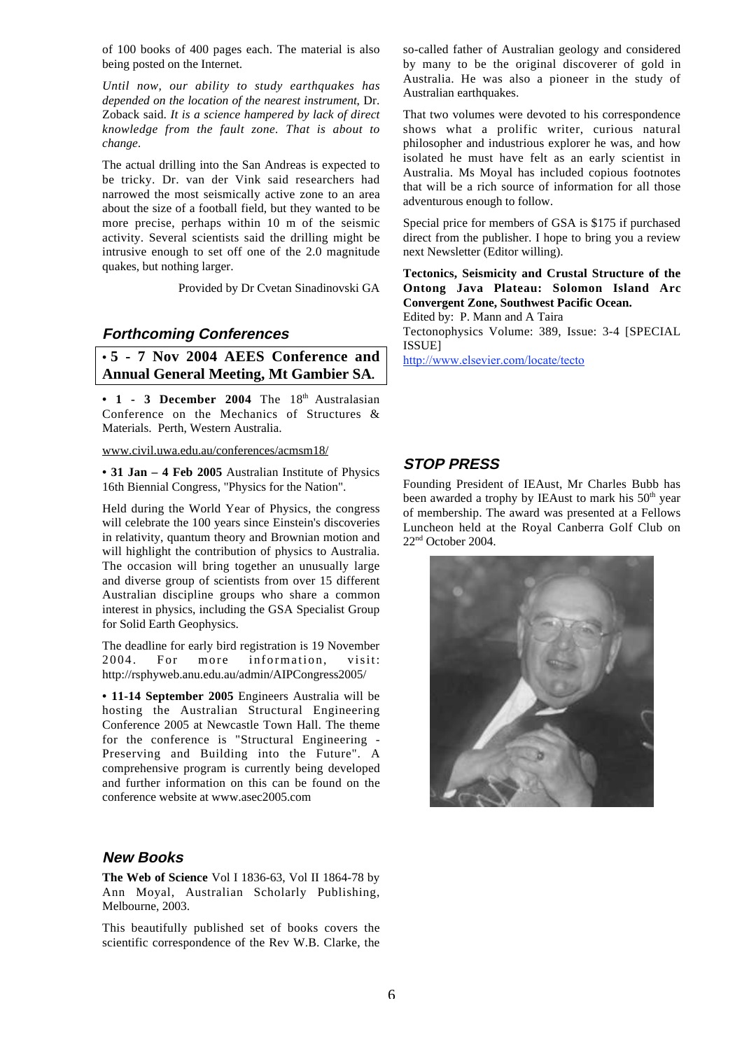of 100 books of 400 pages each. The material is also being posted on the Internet.

*Until now, our ability to study earthquakes has depended on the location of the nearest instrument,* Dr. Zoback said. *It is a science hampered by lack of direct knowledge from the fault zone. That is about to change.*

The actual drilling into the San Andreas is expected to be tricky. Dr. van der Vink said researchers had narrowed the most seismically active zone to an area about the size of a football field, but they wanted to be more precise, perhaps within 10 m of the seismic activity. Several scientists said the drilling might be intrusive enough to set off one of the 2.0 magnitude quakes, but nothing larger.

Provided by Dr Cvetan Sinadinovski GA

## *Forthcoming Conferences*

• **5 - 7 Nov 2004 AEES Conference and Annual General Meeting, Mt Gambier SA.**

• **1 - 3 December 2004** The 18th Australasian Conference on the Mechanics of Structures & Materials. Perth, Western Australia.

www.civil.uwa.edu.au/conferences/acmsm18/

• **31 Jan – 4 Feb 2005** Australian Institute of Physics 16th Biennial Congress, "Physics for the Nation".

Held during the World Year of Physics, the congress will celebrate the 100 years since Einstein's discoveries in relativity, quantum theory and Brownian motion and will highlight the contribution of physics to Australia. The occasion will bring together an unusually large and diverse group of scientists from over 15 different Australian discipline groups who share a common interest in physics, including the GSA Specialist Group for Solid Earth Geophysics.

The deadline for early bird registration is 19 November 2004. For more information, visit: http://rsphyweb.anu.edu.au/admin/AIPCongress2005/

• **11-14 September 2005** Engineers Australia will be hosting the Australian Structural Engineering Conference 2005 at Newcastle Town Hall. The theme for the conference is "Structural Engineering - Preserving and Building into the Future". A comprehensive program is currently being developed and further information on this can be found on the conference website at www.asec2005.com

## *New Books*

**The Web of Science** Vol I 1836-63, Vol II 1864-78 by Ann Moyal, Australian Scholarly Publishing, Melbourne, 2003.

This beautifully published set of books covers the scientific correspondence of the Rev W.B. Clarke, the so-called father of Australian geology and considered by many to be the original discoverer of gold in Australia. He was also a pioneer in the study of Australian earthquakes.

That two volumes were devoted to his correspondence shows what a prolific writer, curious natural philosopher and industrious explorer he was, and how isolated he must have felt as an early scientist in Australia. Ms Moyal has included copious footnotes that will be a rich source of information for all those adventurous enough to follow.

Special price for members of GSA is $175 if purchased direct from the publisher. I hope to bring you a review next Newsletter (Editor willing).

**Tectonics, Seismicity and Crustal Structure of the Ontong Java Plateau: Solomon Island Arc Convergent Zone, Southwest Pacific Ocean.**
Edited by: P. Mann and A Taira
Tectonophysics Volume: 389, Issue: 3-4 [SPECIAL ISSUE]
http://www.elsevier.com/locate/tecto

## *STOP PRESS*

Founding President of IEAust, Mr Charles Bubb has been awarded a trophy by IEAust to mark his 50th year of membership. The award was presented at a Fellows Luncheon held at the Royal Canberra Golf Club on 22nd October 2004.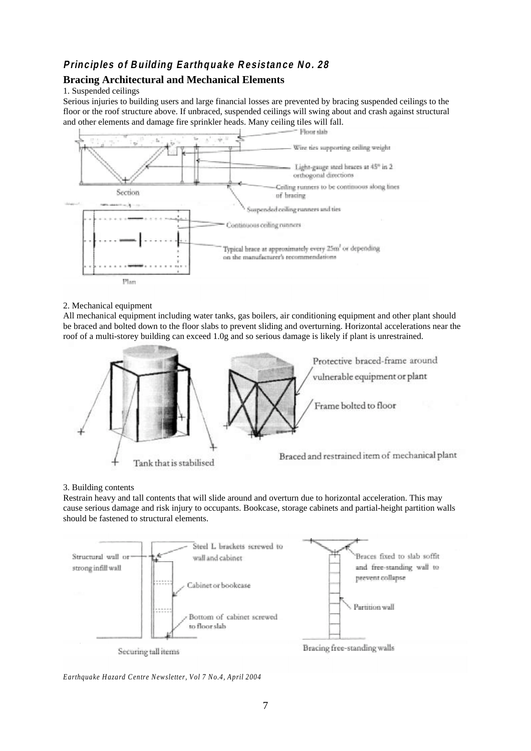***Principles of Building Earthquake Resistance No. 28***

## Bracing Architectural and Mechanical Elements

1. Suspended ceilings

Serious injuries to building users and large financial losses are prevented by bracing suspended ceilings to the floor or the roof structure above. If unbraced, suspended ceilings will swing about and crash against structural and other elements and damage fire sprinkler heads. Many ceiling tiles will fall.

Floor slab

Wire ties supporting ceiling weight

Light-gauge steel braces at 45° in 2 orthogonal directions

Ceiling runners to be continuous along lines of bracing

Section

Suspended ceiling runners and ties

Continuous ceiling runners

Typical brace at approximately every 25m² or depending on the manufacturer's recommendations

Plan

2. Mechanical equipment

All mechanical equipment including water tanks, gas boilers, air conditioning equipment and other plant should be braced and bolted down to the floor slabs to prevent sliding and overturning. Horizontal accelerations near the roof of a multi-storey building can exceed 1.0g and so serious damage is likely if plant is unrestrained.

Protective braced-frame around vulnerable equipment or plant

Frame bolted to floor

Tank that is stabilised

Braced and restrained item of mechanical plant

3. Building contents

Restrain heavy and tall contents that will slide around and overturn due to horizontal acceleration. This may cause serious damage and risk injury to occupants. Bookcase, storage cabinets and partial-height partition walls should be fastened to structural elements.

Structural wall or strong infill wall

Steel L brackets screwed to wall and cabinet

Cabinet or bookcase

Bottom of cabinet screwed to floor slab

Securing tall items

Braces fixed to slab soffit and free-standing wall to prevent collapse

Partition wall

Bracing free-standing walls

*Earthquake Hazard Centre Newsletter, Vol 7 No.4, April 2004*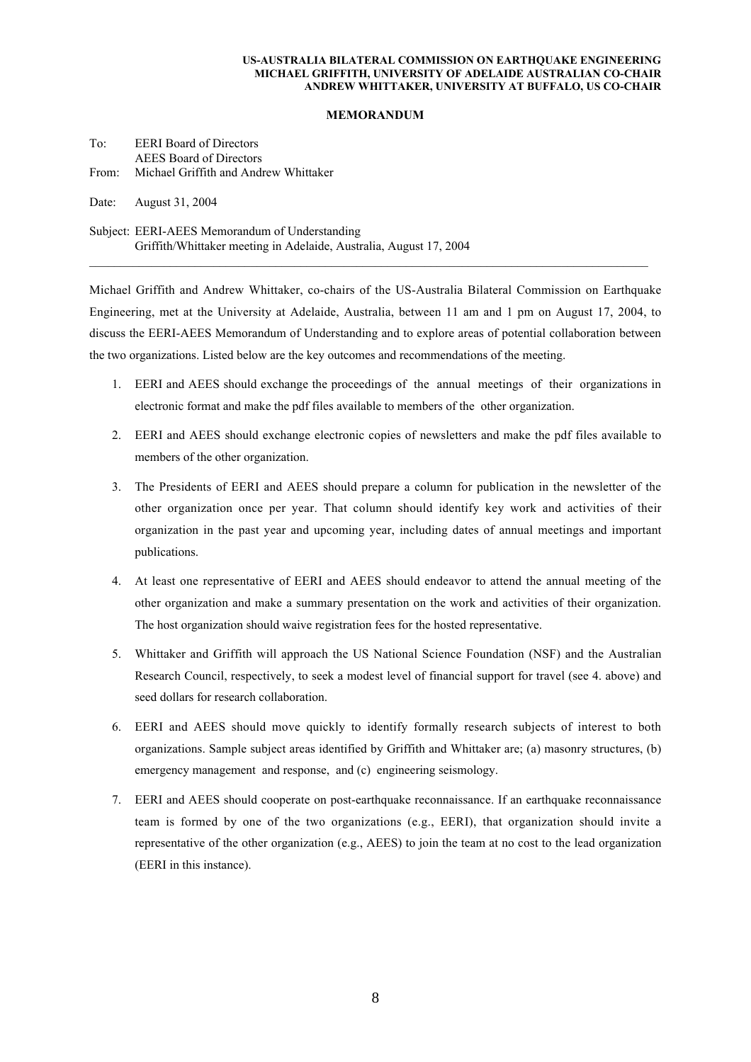**US-AUSTRALIA BILATERAL COMMISSION ON EARTHQUAKE ENGINEERING**
**MICHAEL GRIFFITH, UNIVERSITY OF ADELAIDE AUSTRALIAN CO-CHAIR**
**ANDREW WHITTAKER, UNIVERSITY AT BUFFALO, US CO-CHAIR**

**MEMORANDUM**

To: EERI Board of Directors
AEES Board of Directors
From: Michael Griffith and Andrew Whittaker

Date: August 31, 2004

Subject: EERI-AEES Memorandum of Understanding
Griffith/Whittaker meeting in Adelaide, Australia, August 17, 2004

---

Michael Griffith and Andrew Whittaker, co-chairs of the US-Australia Bilateral Commission on Earthquake Engineering, met at the University at Adelaide, Australia, between 11 am and 1 pm on August 17, 2004, to discuss the EERI-AEES Memorandum of Understanding and to explore areas of potential collaboration between the two organizations. Listed below are the key outcomes and recommendations of the meeting.

1. EERI and AEES should exchange the proceedings of the annual meetings of their organizations in electronic format and make the pdf files available to members of the other organization.

2. EERI and AEES should exchange electronic copies of newsletters and make the pdf files available to members of the other organization.

3. The Presidents of EERI and AEES should prepare a column for publication in the newsletter of the other organization once per year. That column should identify key work and activities of their organization in the past year and upcoming year, including dates of annual meetings and important publications.

4. At least one representative of EERI and AEES should endeavor to attend the annual meeting of the other organization and make a summary presentation on the work and activities of their organization. The host organization should waive registration fees for the hosted representative.

5. Whittaker and Griffith will approach the US National Science Foundation (NSF) and the Australian Research Council, respectively, to seek a modest level of financial support for travel (see 4. above) and seed dollars for research collaboration.

6. EERI and AEES should move quickly to identify formally research subjects of interest to both organizations. Sample subject areas identified by Griffith and Whittaker are; (a) masonry structures, (b) emergency management and response, and (c) engineering seismology.

7. EERI and AEES should cooperate on post-earthquake reconnaissance. If an earthquake reconnaissance team is formed by one of the two organizations (e.g., EERI), that organization should invite a representative of the other organization (e.g., AEES) to join the team at no cost to the lead organization (EERI in this instance).